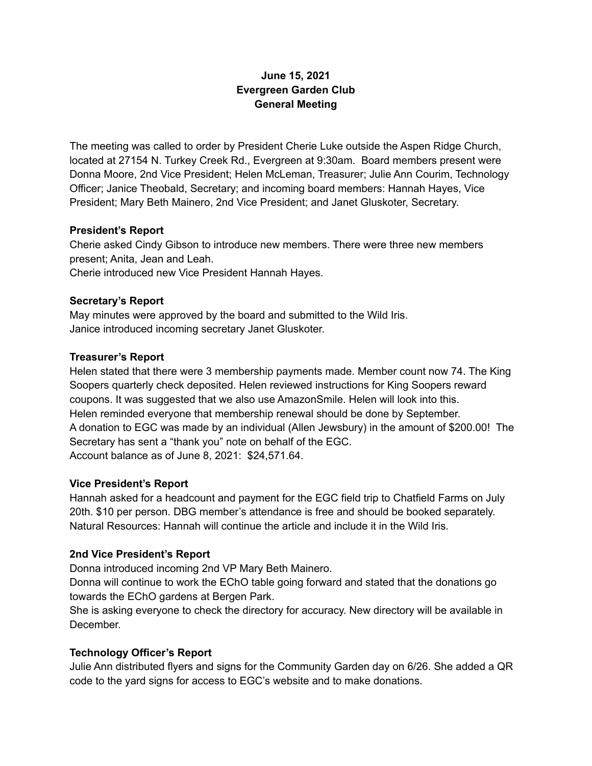**June 15, 2021**
**Evergreen Garden Club**
**General Meeting**

The meeting was called to order by President Cherie Luke outside the Aspen Ridge Church, located at 27154 N. Turkey Creek Rd., Evergreen at 9:30am. Board members present were Donna Moore, 2nd Vice President; Helen McLeman, Treasurer; Julie Ann Courim, Technology Officer; Janice Theobald, Secretary; and incoming board members: Hannah Hayes, Vice President; Mary Beth Mainero, 2nd Vice President; and Janet Gluskoter, Secretary.

**President's Report**
Cherie asked Cindy Gibson to introduce new members. There were three new members present; Anita, Jean and Leah.
Cherie introduced new Vice President Hannah Hayes.

**Secretary's Report**
May minutes were approved by the board and submitted to the Wild Iris.
Janice introduced incoming secretary Janet Gluskoter.

**Treasurer's Report**
Helen stated that there were 3 membership payments made. Member count now 74. The King Soopers quarterly check deposited. Helen reviewed instructions for King Soopers reward coupons. It was suggested that we also use AmazonSmile. Helen will look into this.
Helen reminded everyone that membership renewal should be done by September.
A donation to EGC was made by an individual (Allen Jewsbury) in the amount of $200.00! The Secretary has sent a "thank you" note on behalf of the EGC.
Account balance as of June 8, 2021: $24,571.64.

**Vice President's Report**
Hannah asked for a headcount and payment for the EGC field trip to Chatfield Farms on July 20th. $10 per person. DBG member's attendance is free and should be booked separately.
Natural Resources: Hannah will continue the article and include it in the Wild Iris.

**2nd Vice President's Report**
Donna introduced incoming 2nd VP Mary Beth Mainero.
Donna will continue to work the EChO table going forward and stated that the donations go towards the EChO gardens at Bergen Park.
She is asking everyone to check the directory for accuracy. New directory will be available in December.

**Technology Officer's Report**
Julie Ann distributed flyers and signs for the Community Garden day on 6/26. She added a QR code to the yard signs for access to EGC's website and to make donations.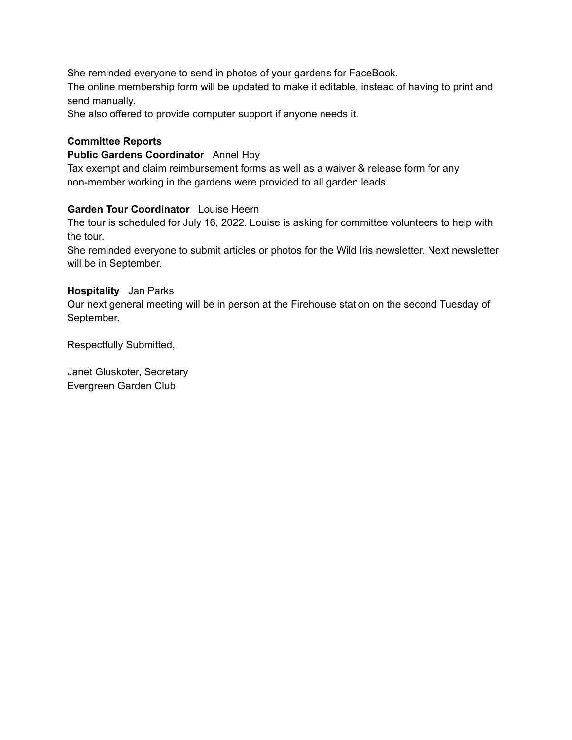She reminded everyone to send in photos of your gardens for FaceBook.
The online membership form will be updated to make it editable, instead of having to print and send manually.
She also offered to provide computer support if anyone needs it.

**Committee Reports**
**Public Gardens Coordinator** Annel Hoy
Tax exempt and claim reimbursement forms as well as a waiver & release form for any non-member working in the gardens were provided to all garden leads.

**Garden Tour Coordinator** Louise Heern
The tour is scheduled for July 16, 2022. Louise is asking for committee volunteers to help with the tour.
She reminded everyone to submit articles or photos for the Wild Iris newsletter. Next newsletter will be in September.

**Hospitality** Jan Parks
Our next general meeting will be in person at the Firehouse station on the second Tuesday of September.

Respectfully Submitted,

Janet Gluskoter, Secretary
Evergreen Garden Club